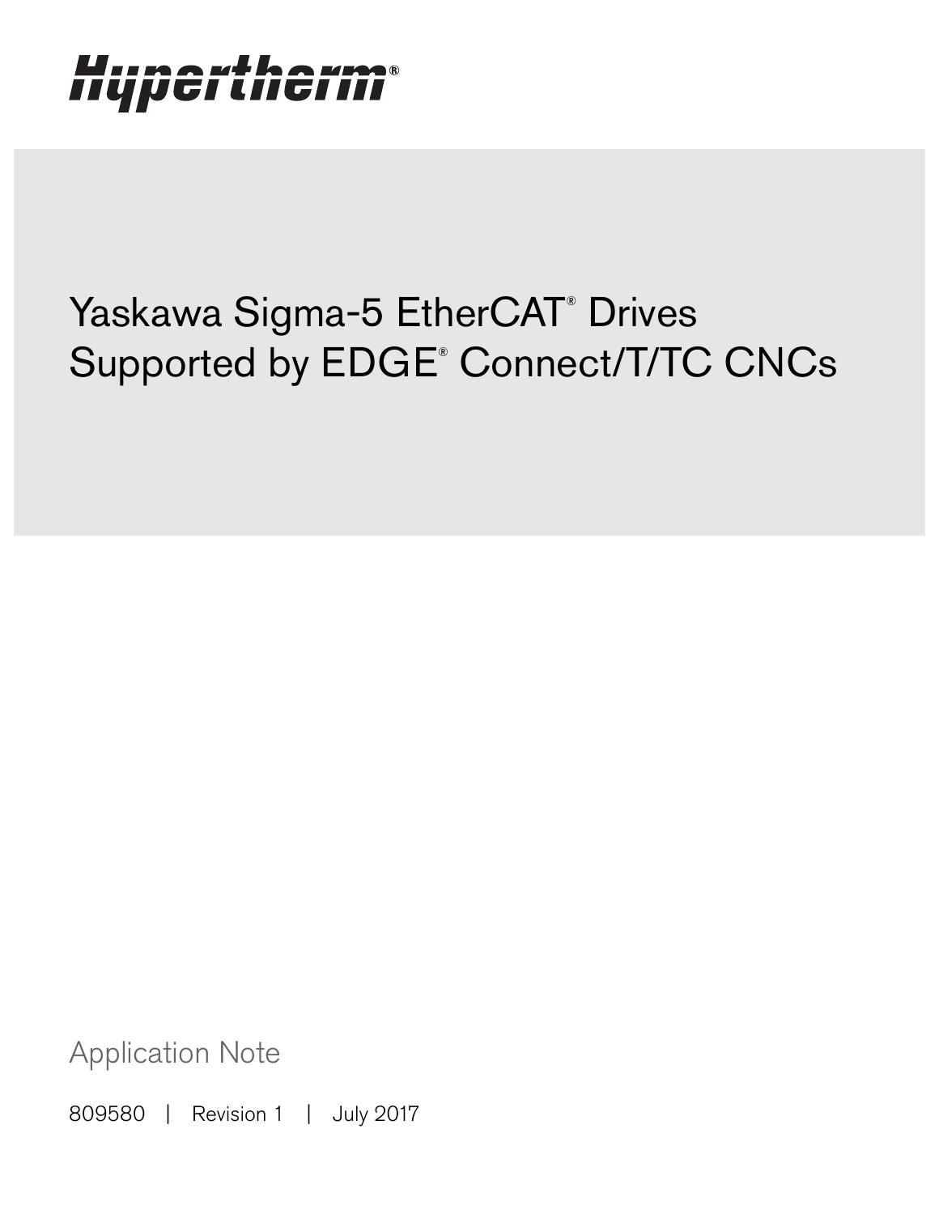Hypertherm®

# Yaskawa Sigma-5 EtherCAT® Drives Supported by EDGE® Connect/T/TC CNCs

Application Note

809580 | Revision 1 | July 2017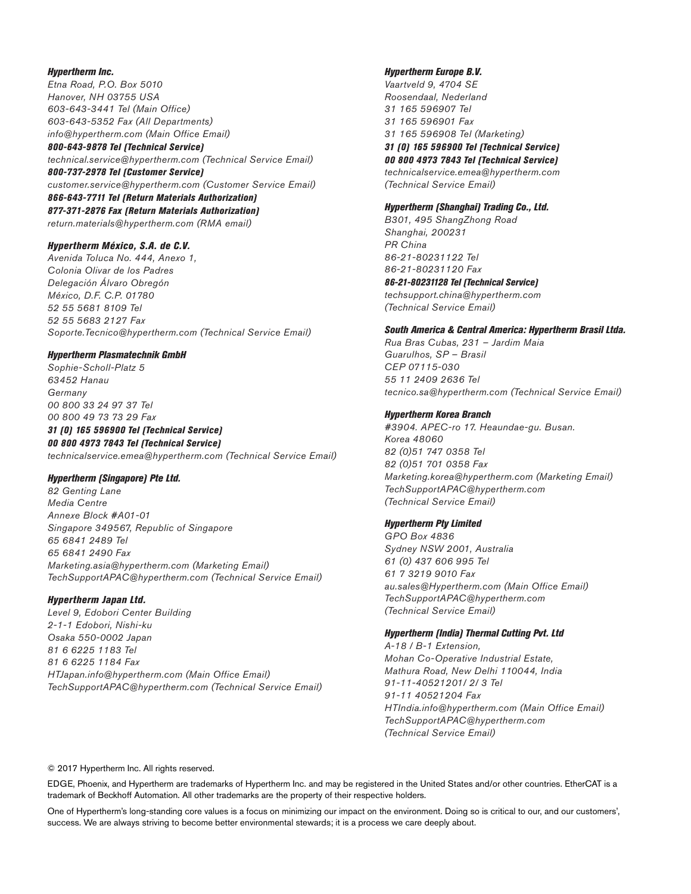**_Hypertherm Inc._**
_Etna Road, P.O. Box 5010_
_Hanover, NH 03755 USA_
_603-643-3441 Tel (Main Office)_
_603-643-5352 Fax (All Departments)_
_info@hypertherm.com (Main Office Email)_
**_800-643-9878 Tel (Technical Service)_**
_technical.service@hypertherm.com (Technical Service Email)_
**_800-737-2978 Tel (Customer Service)_**
_customer.service@hypertherm.com (Customer Service Email)_
**_866-643-7711 Tel (Return Materials Authorization)_**
**_877-371-2876 Fax (Return Materials Authorization)_**
_return.materials@hypertherm.com (RMA email)_

**_Hypertherm México, S.A. de C.V._**
_Avenida Toluca No. 444, Anexo 1,_
_Colonia Olivar de los Padres_
_Delegación Álvaro Obregón_
_México, D.F. C.P. 01780_
_52 55 5681 8109 Tel_
_52 55 5683 2127 Fax_
_Soporte.Tecnico@hypertherm.com (Technical Service Email)_

**_Hypertherm Plasmatechnik GmbH_**
_Sophie-Scholl-Platz 5_
_63452 Hanau_
_Germany_
_00 800 33 24 97 37 Tel_
_00 800 49 73 73 29 Fax_
**_31 (0) 165 596900 Tel (Technical Service)_**
**_00 800 4973 7843 Tel (Technical Service)_**
_technicalservice.emea@hypertherm.com (Technical Service Email)_

**_Hypertherm (Singapore) Pte Ltd._**
_82 Genting Lane_
_Media Centre_
_Annexe Block #A01-01_
_Singapore 349567, Republic of Singapore_
_65 6841 2489 Tel_
_65 6841 2490 Fax_
_Marketing.asia@hypertherm.com (Marketing Email)_
_TechSupportAPAC@hypertherm.com (Technical Service Email)_

**_Hypertherm Japan Ltd._**
_Level 9, Edobori Center Building_
_2-1-1 Edobori, Nishi-ku_
_Osaka 550-0002 Japan_
_81 6 6225 1183 Tel_
_81 6 6225 1184 Fax_
_HTJapan.info@hypertherm.com (Main Office Email)_
_TechSupportAPAC@hypertherm.com (Technical Service Email)_

**_Hypertherm Europe B.V._**
_Vaartveld 9, 4704 SE_
_Roosendaal, Nederland_
_31 165 596907 Tel_
_31 165 596901 Fax_
_31 165 596908 Tel (Marketing)_
**_31 (0) 165 596900 Tel (Technical Service)_**
**_00 800 4973 7843 Tel (Technical Service)_**
_technicalservice.emea@hypertherm.com_
_(Technical Service Email)_

**_Hypertherm (Shanghai) Trading Co., Ltd._**
_B301, 495 ShangZhong Road_
_Shanghai, 200231_
_PR China_
_86-21-80231122 Tel_
_86-21-80231120 Fax_
**_86-21-80231128 Tel (Technical Service)_**
_techsupport.china@hypertherm.com_
_(Technical Service Email)_

**_South America & Central America: Hypertherm Brasil Ltda._**
_Rua Bras Cubas, 231 – Jardim Maia_
_Guarulhos, SP – Brasil_
_CEP 07115-030_
_55 11 2409 2636 Tel_
_tecnico.sa@hypertherm.com (Technical Service Email)_

**_Hypertherm Korea Branch_**
_#3904. APEC-ro 17. Heaundae-gu. Busan._
_Korea 48060_
_82 (0)51 747 0358 Tel_
_82 (0)51 701 0358 Fax_
_Marketing.korea@hypertherm.com (Marketing Email)_
_TechSupportAPAC@hypertherm.com_
_(Technical Service Email)_

**_Hypertherm Pty Limited_**
_GPO Box 4836_
_Sydney NSW 2001, Australia_
_61 (0) 437 606 995 Tel_
_61 7 3219 9010 Fax_
_au.sales@Hypertherm.com (Main Office Email)_
_TechSupportAPAC@hypertherm.com_
_(Technical Service Email)_

**_Hypertherm (India) Thermal Cutting Pvt. Ltd_**
_A-18 / B-1 Extension,_
_Mohan Co-Operative Industrial Estate,_
_Mathura Road, New Delhi 110044, India_
_91-11-40521201/ 2/ 3 Tel_
_91-11 40521204 Fax_
_HTIndia.info@hypertherm.com (Main Office Email)_
_TechSupportAPAC@hypertherm.com_
_(Technical Service Email)_

© 2017 Hypertherm Inc. All rights reserved.

EDGE, Phoenix, and Hypertherm are trademarks of Hypertherm Inc. and may be registered in the United States and/or other countries. EtherCAT is a trademark of Beckhoff Automation. All other trademarks are the property of their respective holders.

One of Hypertherm's long-standing core values is a focus on minimizing our impact on the environment. Doing so is critical to our, and our customers', success. We are always striving to become better environmental stewards; it is a process we care deeply about.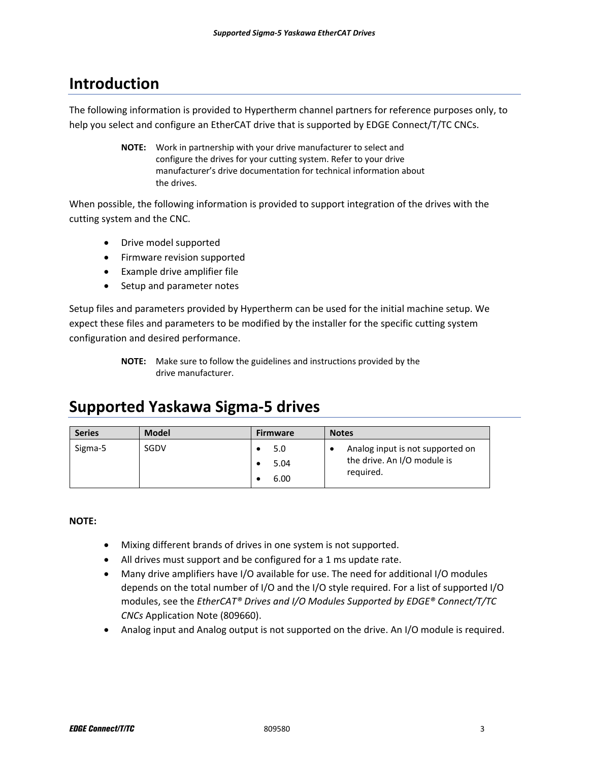# Introduction

The following information is provided to Hypertherm channel partners for reference purposes only, to help you select and configure an EtherCAT drive that is supported by EDGE Connect/T/TC CNCs.

> **NOTE:** Work in partnership with your drive manufacturer to select and configure the drives for your cutting system. Refer to your drive manufacturer's drive documentation for technical information about the drives.

When possible, the following information is provided to support integration of the drives with the cutting system and the CNC.

- Drive model supported
- Firmware revision supported
- Example drive amplifier file
- Setup and parameter notes

Setup files and parameters provided by Hypertherm can be used for the initial machine setup. We expect these files and parameters to be modified by the installer for the specific cutting system configuration and desired performance.

> **NOTE:** Make sure to follow the guidelines and instructions provided by the drive manufacturer.

# Supported Yaskawa Sigma-5 drives

| Series | Model | Firmware | Notes |
|---|---|---|---|
| Sigma-5 | SGDV | • 5.0<br>• 5.04<br>• 6.00 | • Analog input is not supported on the drive. An I/O module is required. |

**NOTE:**

- Mixing different brands of drives in one system is not supported.
- All drives must support and be configured for a 1 ms update rate.
- Many drive amplifiers have I/O available for use. The need for additional I/O modules depends on the total number of I/O and the I/O style required. For a list of supported I/O modules, see the *EtherCAT® Drives and I/O Modules Supported by EDGE® Connect/T/TC CNCs* Application Note (809660).
- Analog input and Analog output is not supported on the drive. An I/O module is required.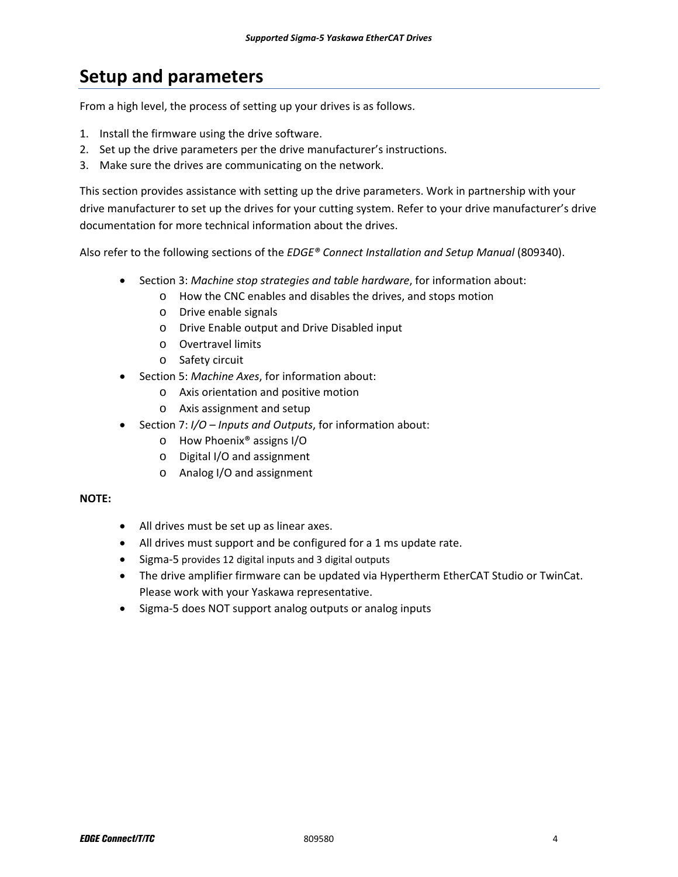# Setup and parameters

From a high level, the process of setting up your drives is as follows.

1. Install the firmware using the drive software.
2. Set up the drive parameters per the drive manufacturer's instructions.
3. Make sure the drives are communicating on the network.

This section provides assistance with setting up the drive parameters. Work in partnership with your drive manufacturer to set up the drives for your cutting system. Refer to your drive manufacturer's drive documentation for more technical information about the drives.

Also refer to the following sections of the *EDGE® Connect Installation and Setup Manual* (809340).

- Section 3: *Machine stop strategies and table hardware*, for information about:
  - How the CNC enables and disables the drives, and stops motion
  - Drive enable signals
  - Drive Enable output and Drive Disabled input
  - Overtravel limits
  - Safety circuit
- Section 5: *Machine Axes*, for information about:
  - Axis orientation and positive motion
  - Axis assignment and setup
- Section 7: *I/O – Inputs and Outputs*, for information about:
  - How Phoenix® assigns I/O
  - Digital I/O and assignment
  - Analog I/O and assignment

**NOTE:**

- All drives must be set up as linear axes.
- All drives must support and be configured for a 1 ms update rate.
- Sigma-5 provides 12 digital inputs and 3 digital outputs
- The drive amplifier firmware can be updated via Hypertherm EtherCAT Studio or TwinCat. Please work with your Yaskawa representative.
- Sigma-5 does NOT support analog outputs or analog inputs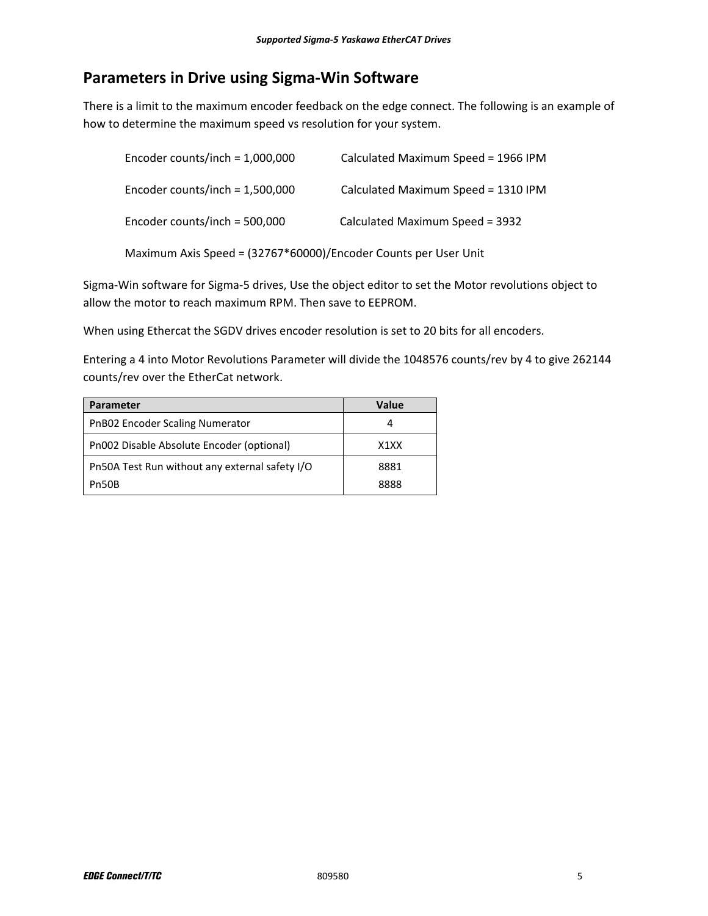## Parameters in Drive using Sigma-Win Software

There is a limit to the maximum encoder feedback on the edge connect. The following is an example of how to determine the maximum speed vs resolution for your system.

Encoder counts/inch = 1,000,000 Calculated Maximum Speed = 1966 IPM

Encoder counts/inch = 1,500,000 Calculated Maximum Speed = 1310 IPM

Encoder counts/inch = 500,000 Calculated Maximum Speed = 3932

Maximum Axis Speed = (32767*60000)/Encoder Counts per User Unit

Sigma-Win software for Sigma-5 drives, Use the object editor to set the Motor revolutions object to allow the motor to reach maximum RPM. Then save to EEPROM.

When using Ethercat the SGDV drives encoder resolution is set to 20 bits for all encoders.

Entering a 4 into Motor Revolutions Parameter will divide the 1048576 counts/rev by 4 to give 262144 counts/rev over the EtherCat network.

| Parameter | Value |
|---|---|
| PnB02 Encoder Scaling Numerator | 4 |
| Pn002 Disable Absolute Encoder (optional) | X1XX |
| Pn50A Test Run without any external safety I/O<br>Pn50B | 8881<br>8888 |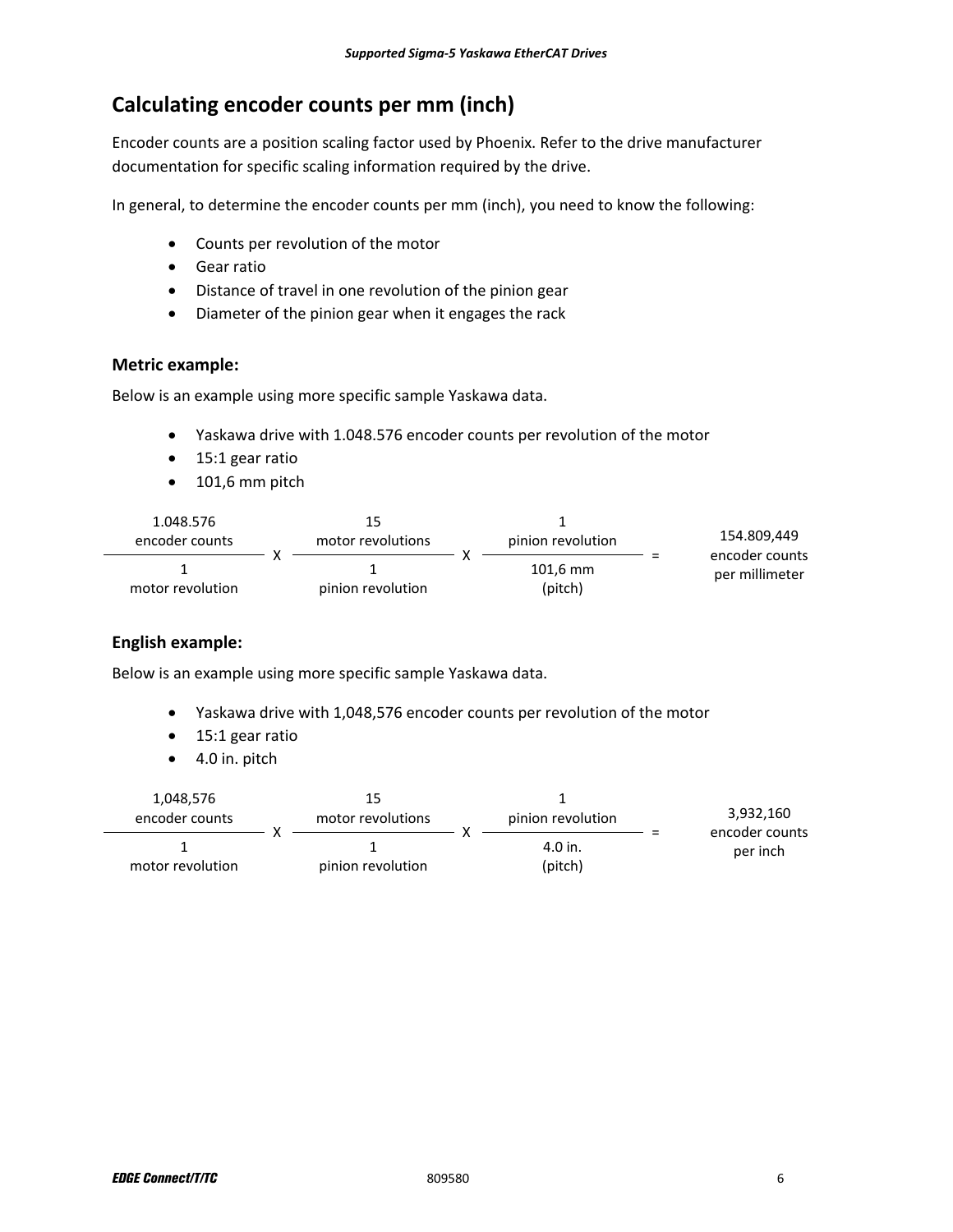## Calculating encoder counts per mm (inch)

Encoder counts are a position scaling factor used by Phoenix. Refer to the drive manufacturer documentation for specific scaling information required by the drive.

In general, to determine the encoder counts per mm (inch), you need to know the following:

- Counts per revolution of the motor
- Gear ratio
- Distance of travel in one revolution of the pinion gear
- Diameter of the pinion gear when it engages the rack

### Metric example:

Below is an example using more specific sample Yaskawa data.

- Yaskawa drive with 1.048.576 encoder counts per revolution of the motor
- 15:1 gear ratio
- 101,6 mm pitch

$$\frac{\text{1.048.576 encoder counts}}{\text{1 motor revolution}} \times \frac{\text{15 motor revolutions}}{\text{1 pinion revolution}} \times \frac{\text{1 pinion revolution}}{\text{101,6 mm (pitch)}} = \text{154.809,449 encoder counts per millimeter}$$

### English example:

Below is an example using more specific sample Yaskawa data.

- Yaskawa drive with 1,048,576 encoder counts per revolution of the motor
- 15:1 gear ratio
- 4.0 in. pitch

$$\frac{\text{1,048,576 encoder counts}}{\text{1 motor revolution}} \times \frac{\text{15 motor revolutions}}{\text{1 pinion revolution}} \times \frac{\text{1 pinion revolution}}{\text{4.0 in. (pitch)}} = \text{3,932,160 encoder counts per inch}$$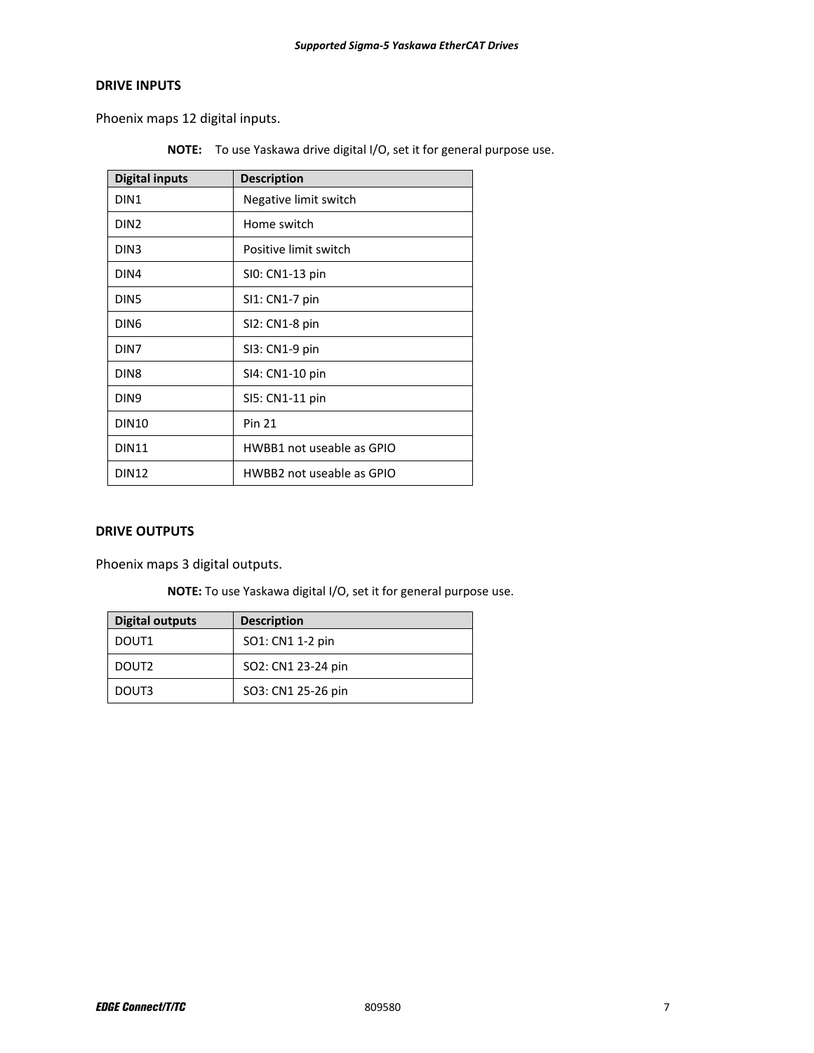### DRIVE INPUTS

Phoenix maps 12 digital inputs.

**NOTE:** To use Yaskawa drive digital I/O, set it for general purpose use.

| Digital inputs | Description |
| --- | --- |
| DIN1 | Negative limit switch |
| DIN2 | Home switch |
| DIN3 | Positive limit switch |
| DIN4 | SI0: CN1-13 pin |
| DIN5 | SI1: CN1-7 pin |
| DIN6 | SI2: CN1-8 pin |
| DIN7 | SI3: CN1-9 pin |
| DIN8 | SI4: CN1-10 pin |
| DIN9 | SI5: CN1-11 pin |
| DIN10 | Pin 21 |
| DIN11 | HWBB1 not useable as GPIO |
| DIN12 | HWBB2 not useable as GPIO |

### DRIVE OUTPUTS

Phoenix maps 3 digital outputs.

**NOTE:** To use Yaskawa digital I/O, set it for general purpose use.

| Digital outputs | Description |
| --- | --- |
| DOUT1 | SO1: CN1 1-2 pin |
| DOUT2 | SO2: CN1 23-24 pin |
| DOUT3 | SO3: CN1 25-26 pin |